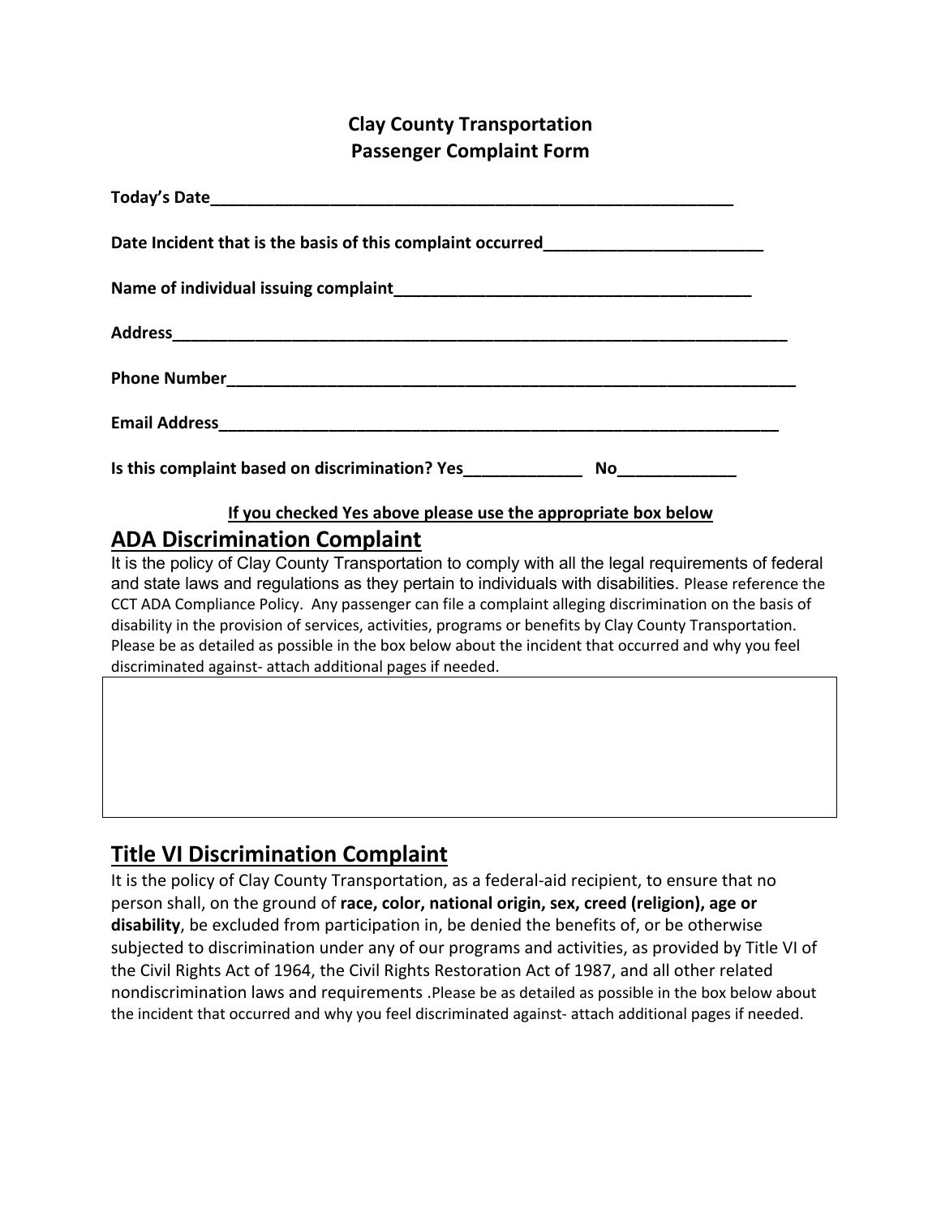# Clay County Transportation
# Passenger Complaint Form

**Today's Date**_____________________________________________________________

**Date Incident that is the basis of this complaint occurred**________________________

**Name of individual issuing complaint**_________________________________________

**Address**_______________________________________________________________________

**Phone Number**_________________________________________________________________

**Email Address**________________________________________________________________

**Is this complaint based on discrimination? Yes**_____________ **No**_____________

**<u>If you checked Yes above please use the appropriate box below</u>**

## <u>ADA Discrimination Complaint</u>

It is the policy of Clay County Transportation to comply with all the legal requirements of federal and state laws and regulations as they pertain to individuals with disabilities. Please reference the CCT ADA Compliance Policy. Any passenger can file a complaint alleging discrimination on the basis of disability in the provision of services, activities, programs or benefits by Clay County Transportation. Please be as detailed as possible in the box below about the incident that occurred and why you feel discriminated against- attach additional pages if needed.

| |
|---|
| |

## <u>Title VI Discrimination Complaint</u>

It is the policy of Clay County Transportation, as a federal-aid recipient, to ensure that no person shall, on the ground of **race, color, national origin, sex, creed (religion), age or disability**, be excluded from participation in, be denied the benefits of, or be otherwise subjected to discrimination under any of our programs and activities, as provided by Title VI of the Civil Rights Act of 1964, the Civil Rights Restoration Act of 1987, and all other related nondiscrimination laws and requirements .Please be as detailed as possible in the box below about the incident that occurred and why you feel discriminated against- attach additional pages if needed.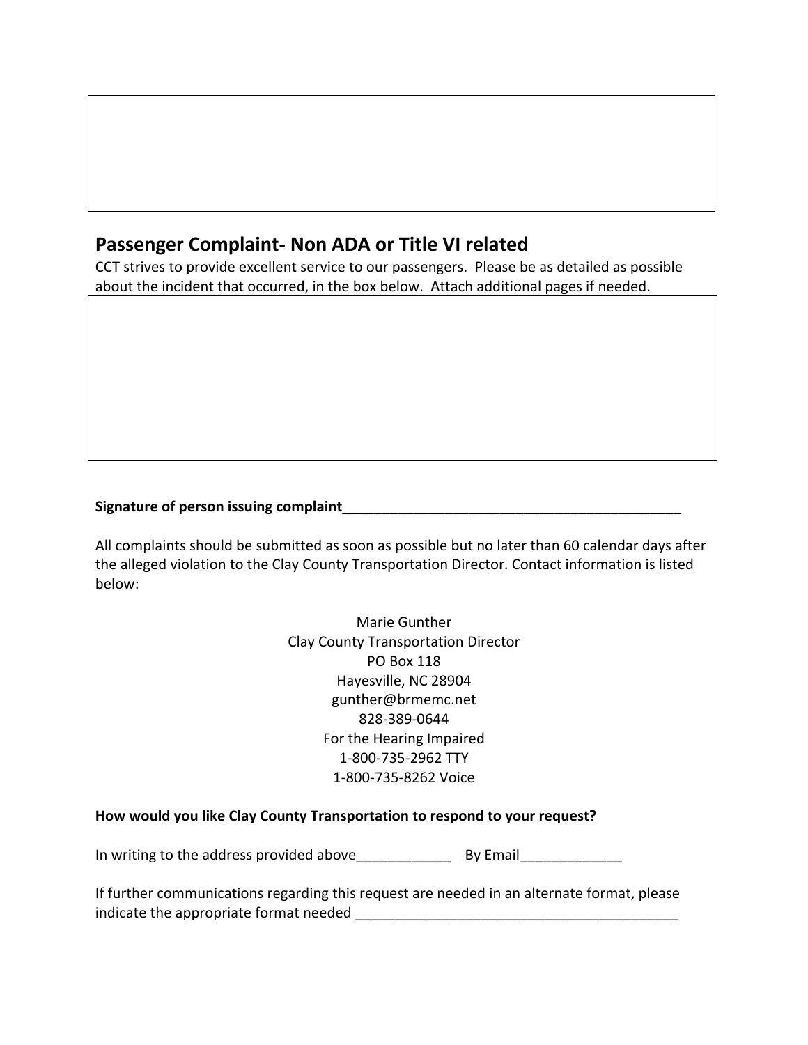## Passenger Complaint- Non ADA or Title VI related

CCT strives to provide excellent service to our passengers. Please be as detailed as possible about the incident that occurred, in the box below. Attach additional pages if needed.

**Signature of person issuing complaint_____________________________________________**

All complaints should be submitted as soon as possible but no later than 60 calendar days after the alleged violation to the Clay County Transportation Director. Contact information is listed below:

Marie Gunther
Clay County Transportation Director
PO Box 118
Hayesville, NC 28904
gunther@brmemc.net
828-389-0644
For the Hearing Impaired
1-800-735-2962 TTY
1-800-735-8262 Voice

**How would you like Clay County Transportation to respond to your request?**

In writing to the address provided above____________ By Email_____________

If further communications regarding this request are needed in an alternate format, please indicate the appropriate format needed __________________________________________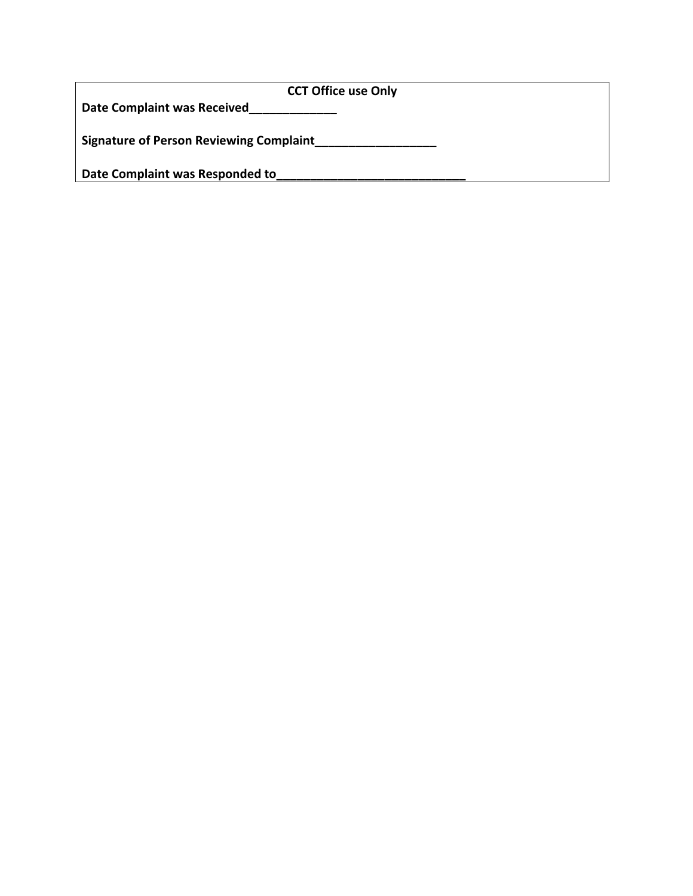**CCT Office use Only**

**Date Complaint was Received_____________**

**Signature of Person Reviewing Complaint__________________**

**Date Complaint was Responded to____________________________**